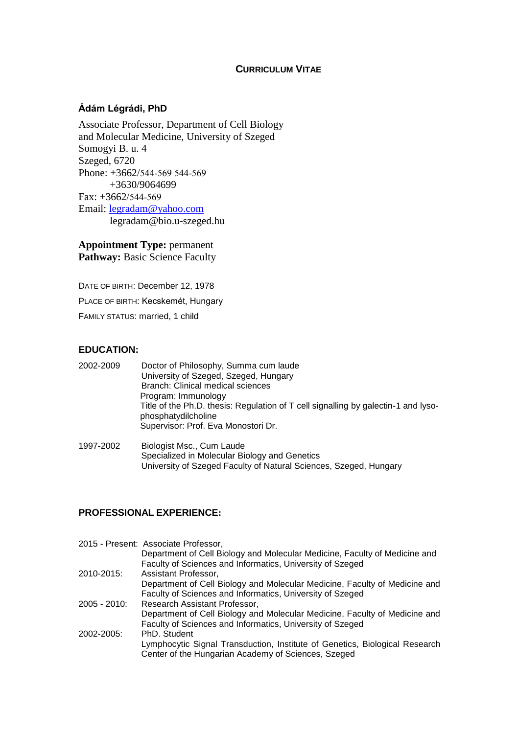# CURRICULUM VITAE

## Ádám Légrádi, PhD

Associate Professor, Department of Cell Biology and Molecular Medicine, University of Szeged
Somogyi B. u. 4
Szeged, 6720
Phone: +3662/544-569 544-569
+3630/9064699
Fax: +3662/544-569
Email: legradam@yahoo.com
legradam@bio.u-szeged.hu

**Appointment Type:** permanent
**Pathway:** Basic Science Faculty

DATE OF BIRTH: December 12, 1978

PLACE OF BIRTH: Kecskemét, Hungary

FAMILY STATUS: married, 1 child

## EDUCATION:

2002-2009 Doctor of Philosophy, Summa cum laude
University of Szeged, Szeged, Hungary
Branch: Clinical medical sciences
Program: Immunology
Title of the Ph.D. thesis: Regulation of T cell signalling by galectin-1 and lyso-phosphatydilcholine
Supervisor: Prof. Eva Monostori Dr.

1997-2002 Biologist Msc., Cum Laude
Specialized in Molecular Biology and Genetics
University of Szeged Faculty of Natural Sciences, Szeged, Hungary

## PROFESSIONAL EXPERIENCE:

2015 - Present: Associate Professor,
Department of Cell Biology and Molecular Medicine, Faculty of Medicine and Faculty of Sciences and Informatics, University of Szeged

2010-2015: Assistant Professor,
Department of Cell Biology and Molecular Medicine, Faculty of Medicine and Faculty of Sciences and Informatics, University of Szeged

2005 - 2010: Research Assistant Professor,
Department of Cell Biology and Molecular Medicine, Faculty of Medicine and Faculty of Sciences and Informatics, University of Szeged

2002-2005: PhD. Student
Lymphocytic Signal Transduction, Institute of Genetics, Biological Research Center of the Hungarian Academy of Sciences, Szeged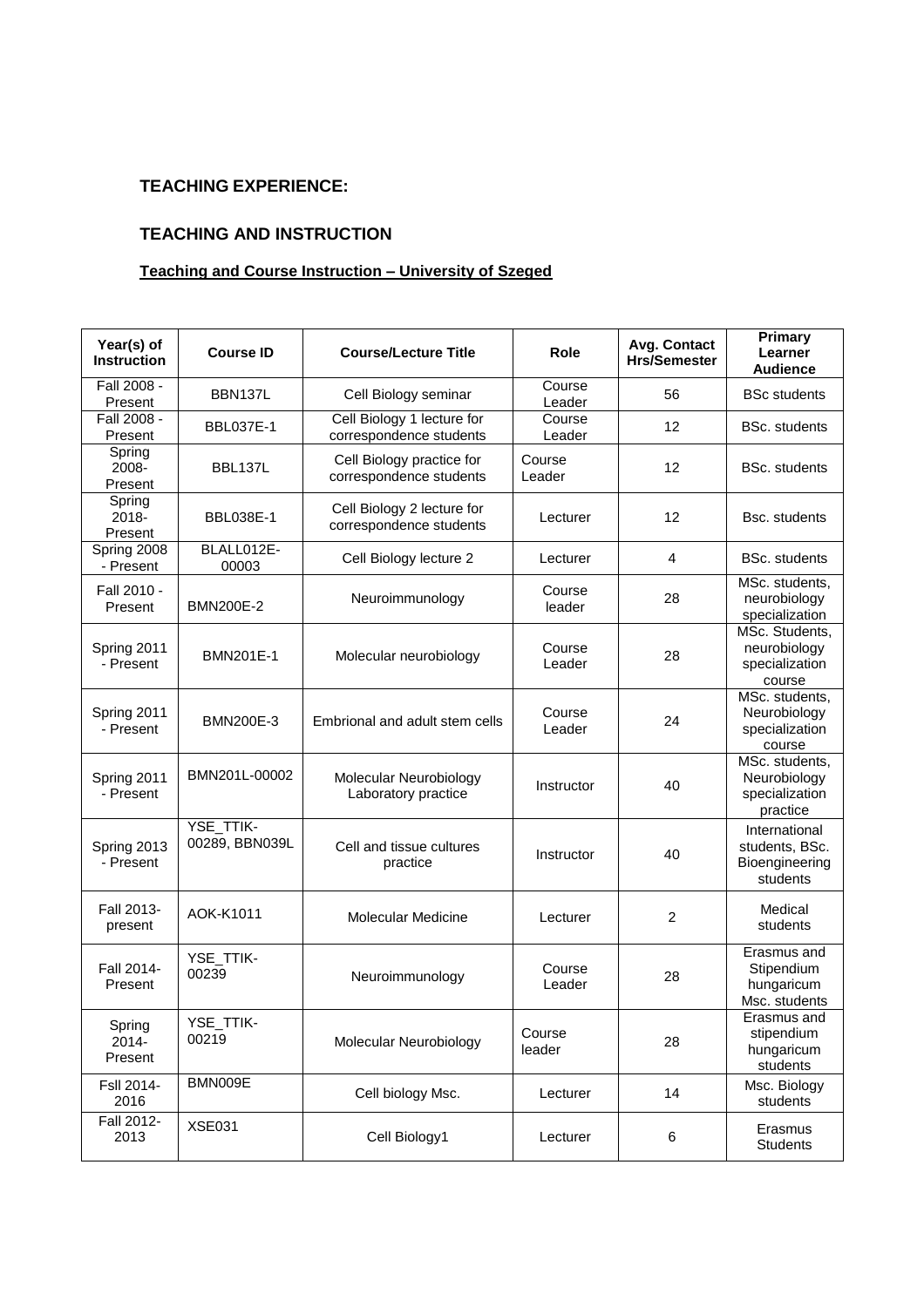## TEACHING EXPERIENCE:

## TEACHING AND INSTRUCTION

### Teaching and Course Instruction – University of Szeged

| Year(s) of Instruction | Course ID | Course/Lecture Title | Role | Avg. Contact Hrs/Semester | Primary Learner Audience |
|---|---|---|---|---|---|
| Fall 2008 - Present | BBN137L | Cell Biology seminar | Course Leader | 56 | BSc students |
| Fall 2008 - Present | BBL037E-1 | Cell Biology 1 lecture for correspondence students | Course Leader | 12 | BSc. students |
| Spring 2008- Present | BBL137L | Cell Biology practice for correspondence students | Course Leader | 12 | BSc. students |
| Spring 2018- Present | BBL038E-1 | Cell Biology 2 lecture for correspondence students | Lecturer | 12 | Bsc. students |
| Spring 2008 - Present | BLALL012E-00003 | Cell Biology lecture 2 | Lecturer | 4 | BSc. students |
| Fall 2010 - Present | BMN200E-2 | Neuroimmunology | Course leader | 28 | MSc. students, neurobiology specialization |
| Spring 2011 - Present | BMN201E-1 | Molecular neurobiology | Course Leader | 28 | MSc. Students, neurobiology specialization course |
| Spring 2011 - Present | BMN200E-3 | Embrional and adult stem cells | Course Leader | 24 | MSc. students, Neurobiology specialization course |
| Spring 2011 - Present | BMN201L-00002 | Molecular Neurobiology Laboratory practice | Instructor | 40 | MSc. students, Neurobiology specialization practice |
| Spring 2013 - Present | YSE_TTIK-00289, BBN039L | Cell and tissue cultures practice | Instructor | 40 | International students, BSc. Bioengineering students |
| Fall 2013- present | AOK-K1011 | Molecular Medicine | Lecturer | 2 | Medical students |
| Fall 2014- Present | YSE_TTIK-00239 | Neuroimmunology | Course Leader | 28 | Erasmus and Stipendium hungaricum Msc. students |
| Spring 2014- Present | YSE_TTIK-00219 | Molecular Neurobiology | Course leader | 28 | Erasmus and stipendium hungaricum students |
| Fsll 2014- 2016 | BMN009E | Cell biology Msc. | Lecturer | 14 | Msc. Biology students |
| Fall 2012- 2013 | XSE031 | Cell Biology1 | Lecturer | 6 | Erasmus Students |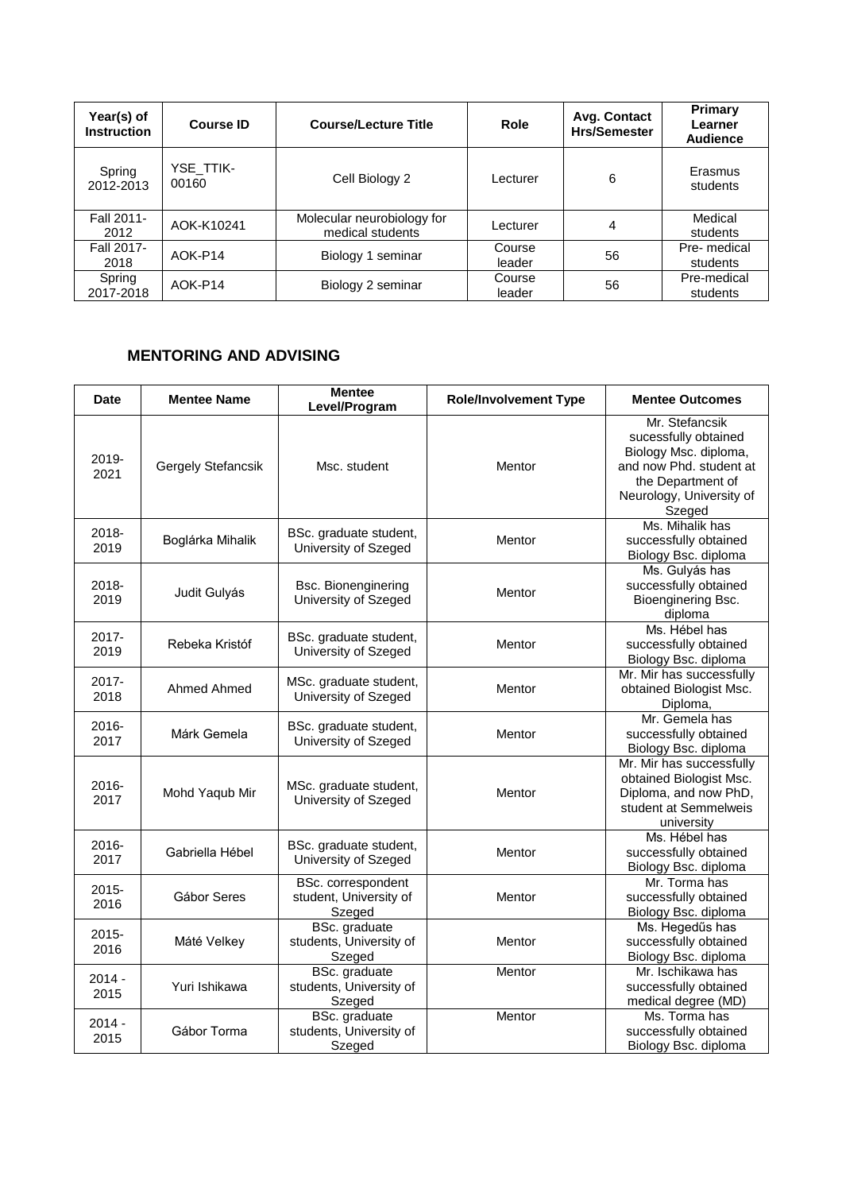| Year(s) of Instruction | Course ID | Course/Lecture Title | Role | Avg. Contact Hrs/Semester | Primary Learner Audience |
|---|---|---|---|---|---|
| Spring 2012-2013 | YSE_TTIK-00160 | Cell Biology 2 | Lecturer | 6 | Erasmus students |
| Fall 2011-2012 | AOK-K10241 | Molecular neurobiology for medical students | Lecturer | 4 | Medical students |
| Fall 2017-2018 | AOK-P14 | Biology 1 seminar | Course leader | 56 | Pre- medical students |
| Spring 2017-2018 | AOK-P14 | Biology 2 seminar | Course leader | 56 | Pre-medical students |

## MENTORING AND ADVISING

| Date | Mentee Name | Mentee Level/Program | Role/Involvement Type | Mentee Outcomes |
|---|---|---|---|---|
| 2019-2021 | Gergely Stefancsik | Msc. student | Mentor | Mr. Stefancsik sucessfully obtained Biology Msc. diploma, and now Phd. student at the Department of Neurology, University of Szeged |
| 2018-2019 | Boglárka Mihalik | BSc. graduate student, University of Szeged | Mentor | Ms. Mihalik has successfully obtained Biology Bsc. diploma |
| 2018-2019 | Judit Gulyás | Bsc. Bionenginering University of Szeged | Mentor | Ms. Gulyás has successfully obtained Bioenginering Bsc. diploma |
| 2017-2019 | Rebeka Kristóf | BSc. graduate student, University of Szeged | Mentor | Ms. Hébel has successfully obtained Biology Bsc. diploma |
| 2017-2018 | Ahmed Ahmed | MSc. graduate student, University of Szeged | Mentor | Mr. Mir has successfully obtained Biologist Msc. Diploma, |
| 2016-2017 | Márk Gemela | BSc. graduate student, University of Szeged | Mentor | Mr. Gemela has successfully obtained Biology Bsc. diploma |
| 2016-2017 | Mohd Yaqub Mir | MSc. graduate student, University of Szeged | Mentor | Mr. Mir has successfully obtained Biologist Msc. Diploma, and now PhD, student at Semmelweis university |
| 2016-2017 | Gabriella Hébel | BSc. graduate student, University of Szeged | Mentor | Ms. Hébel has successfully obtained Biology Bsc. diploma |
| 2015-2016 | Gábor Seres | BSc. correspondent student, University of Szeged | Mentor | Mr. Torma has successfully obtained Biology Bsc. diploma |
| 2015-2016 | Máté Velkey | BSc. graduate students, University of Szeged | Mentor | Ms. Hegedűs has successfully obtained Biology Bsc. diploma |
| 2014 - 2015 | Yuri Ishikawa | BSc. graduate students, University of Szeged | Mentor | Mr. Ischikawa has successfully obtained medical degree (MD) |
| 2014 - 2015 | Gábor Torma | BSc. graduate students, University of Szeged | Mentor | Ms. Torma has successfully obtained Biology Bsc. diploma |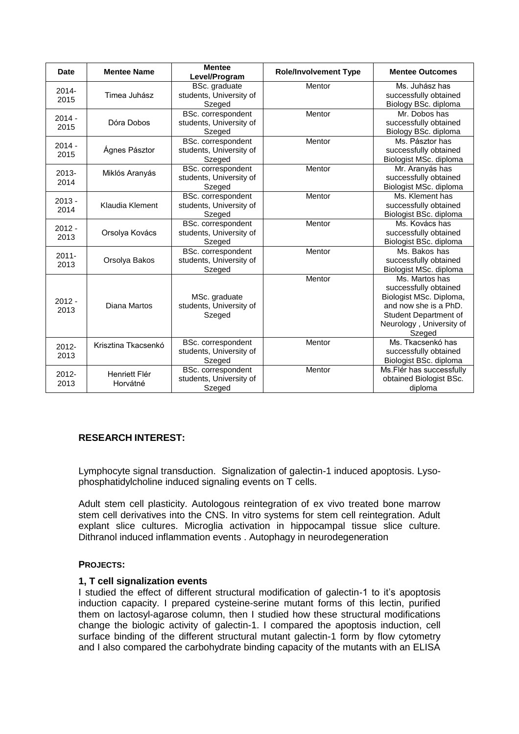| Date | Mentee Name | Mentee Level/Program | Role/Involvement Type | Mentee Outcomes |
|---|---|---|---|---|
| 2014-2015 | Timea Juhász | BSc. graduate students, University of Szeged | Mentor | Ms. Juhász has successfully obtained Biology BSc. diploma |
| 2014 - 2015 | Dóra Dobos | BSc. correspondent students, University of Szeged | Mentor | Mr. Dobos has successfully obtained Biology BSc. diploma |
| 2014 - 2015 | Ágnes Pásztor | BSc. correspondent students, University of Szeged | Mentor | Ms. Pásztor has successfully obtained Biologist MSc. diploma |
| 2013-2014 | Miklós Aranyás | BSc. correspondent students, University of Szeged | Mentor | Mr. Aranyás has successfully obtained Biologist MSc. diploma |
| 2013 - 2014 | Klaudia Klement | BSc. correspondent students, University of Szeged | Mentor | Ms. Klement has successfully obtained Biologist BSc. diploma |
| 2012 - 2013 | Orsolya Kovács | BSc. correspondent students, University of Szeged | Mentor | Ms. Kovács has successfully obtained Biologist BSc. diploma |
| 2011-2013 | Orsolya Bakos | BSc. correspondent students, University of Szeged | Mentor | Ms. Bakos has successfully obtained Biologist MSc. diploma |
| 2012 - 2013 | Diana Martos | MSc. graduate students, University of Szeged | Mentor | Ms. Martos has successfully obtained Biologist MSc. Diploma, and now she is a PhD. Student Department of Neurology , University of Szeged |
| 2012-2013 | Krisztina Tkacsenkó | BSc. correspondent students, University of Szeged | Mentor | Ms. Tkacsenkó has successfully obtained Biologist BSc. diploma |
| 2012-2013 | Henriett Flér Horvátné | BSc. correspondent students, University of Szeged | Mentor | Ms.Flér has successfully obtained Biologist BSc. diploma |

**RESEARCH INTEREST:**

Lymphocyte signal transduction. Signalization of galectin-1 induced apoptosis. Lyso-phosphatidylcholine induced signaling events on T cells.

Adult stem cell plasticity. Autologous reintegration of ex vivo treated bone marrow stem cell derivatives into the CNS. In vitro systems for stem cell reintegration. Adult explant slice cultures. Microglia activation in hippocampal tissue slice culture. Dithranol induced inflammation events . Autophagy in neurodegeneration

**PROJECTS:**

**1, T cell signalization events**

I studied the effect of different structural modification of galectin-1 to it's apoptosis induction capacity. I prepared cysteine-serine mutant forms of this lectin, purified them on lactosyl-agarose column, then I studied how these structural modifications change the biologic activity of galectin-1. I compared the apoptosis induction, cell surface binding of the different structural mutant galectin-1 form by flow cytometry and I also compared the carbohydrate binding capacity of the mutants with an ELISA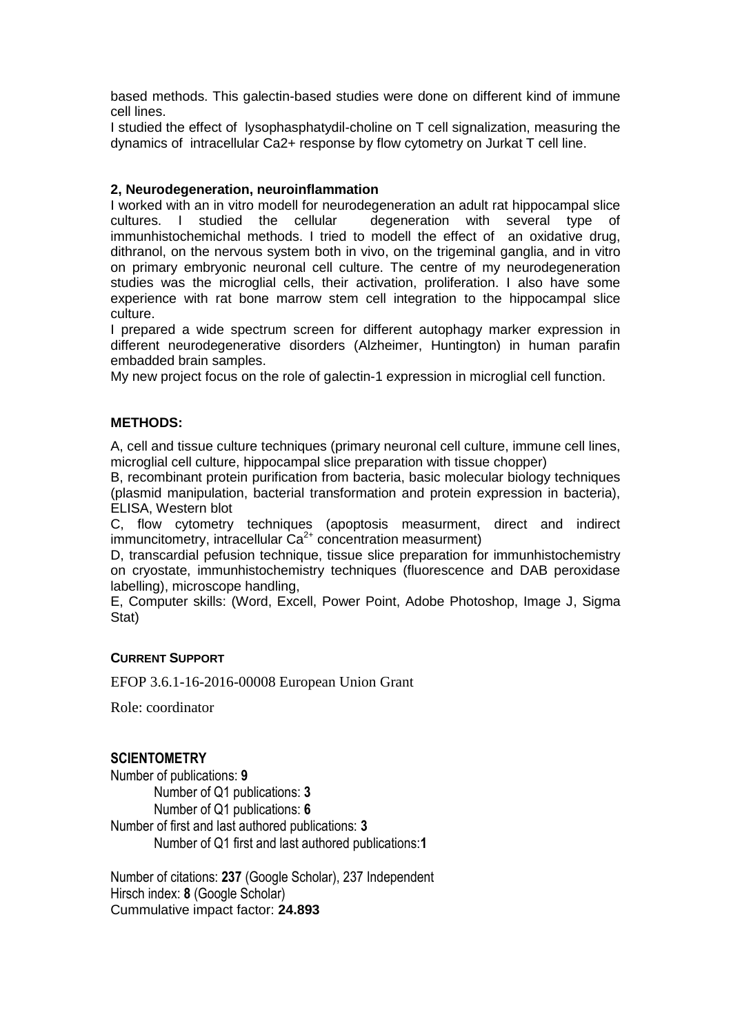based methods. This galectin-based studies were done on different kind of immune cell lines.

I studied the effect of lysophasphatydil-choline on T cell signalization, measuring the dynamics of intracellular Ca2+ response by flow cytometry on Jurkat T cell line.

**2, Neurodegeneration, neuroinflammation**

I worked with an in vitro modell for neurodegeneration an adult rat hippocampal slice cultures. I studied the cellular degeneration with several type of immunhistochemichal methods. I tried to modell the effect of an oxidative drug, dithranol, on the nervous system both in vivo, on the trigeminal ganglia, and in vitro on primary embryonic neuronal cell culture. The centre of my neurodegeneration studies was the microglial cells, their activation, proliferation. I also have some experience with rat bone marrow stem cell integration to the hippocampal slice culture.

I prepared a wide spectrum screen for different autophagy marker expression in different neurodegenerative disorders (Alzheimer, Huntington) in human parafin embadded brain samples.

My new project focus on the role of galectin-1 expression in microglial cell function.

**METHODS:**

A, cell and tissue culture techniques (primary neuronal cell culture, immune cell lines, microglial cell culture, hippocampal slice preparation with tissue chopper)

B, recombinant protein purification from bacteria, basic molecular biology techniques (plasmid manipulation, bacterial transformation and protein expression in bacteria), ELISA, Western blot

C, flow cytometry techniques (apoptosis measurment, direct and indirect immuncitometry, intracellular $Ca^{2+}$ concentration measurment)

D, transcardial pefusion technique, tissue slice preparation for immunhistochemistry on cryostate, immunhistochemistry techniques (fluorescence and DAB peroxidase labelling), microscope handling,

E, Computer skills: (Word, Excell, Power Point, Adobe Photoshop, Image J, Sigma Stat)

**CURRENT SUPPORT**

EFOP 3.6.1-16-2016-00008 European Union Grant

Role: coordinator

**SCIENTOMETRY**

Number of publications: **9**

- Number of Q1 publications: **3**
- Number of Q1 publications: **6**

Number of first and last authored publications: **3**

- Number of Q1 first and last authored publications:**1**

Number of citations: **237** (Google Scholar), 237 Independent
Hirsch index: **8** (Google Scholar)
Cummulative impact factor: **24.893**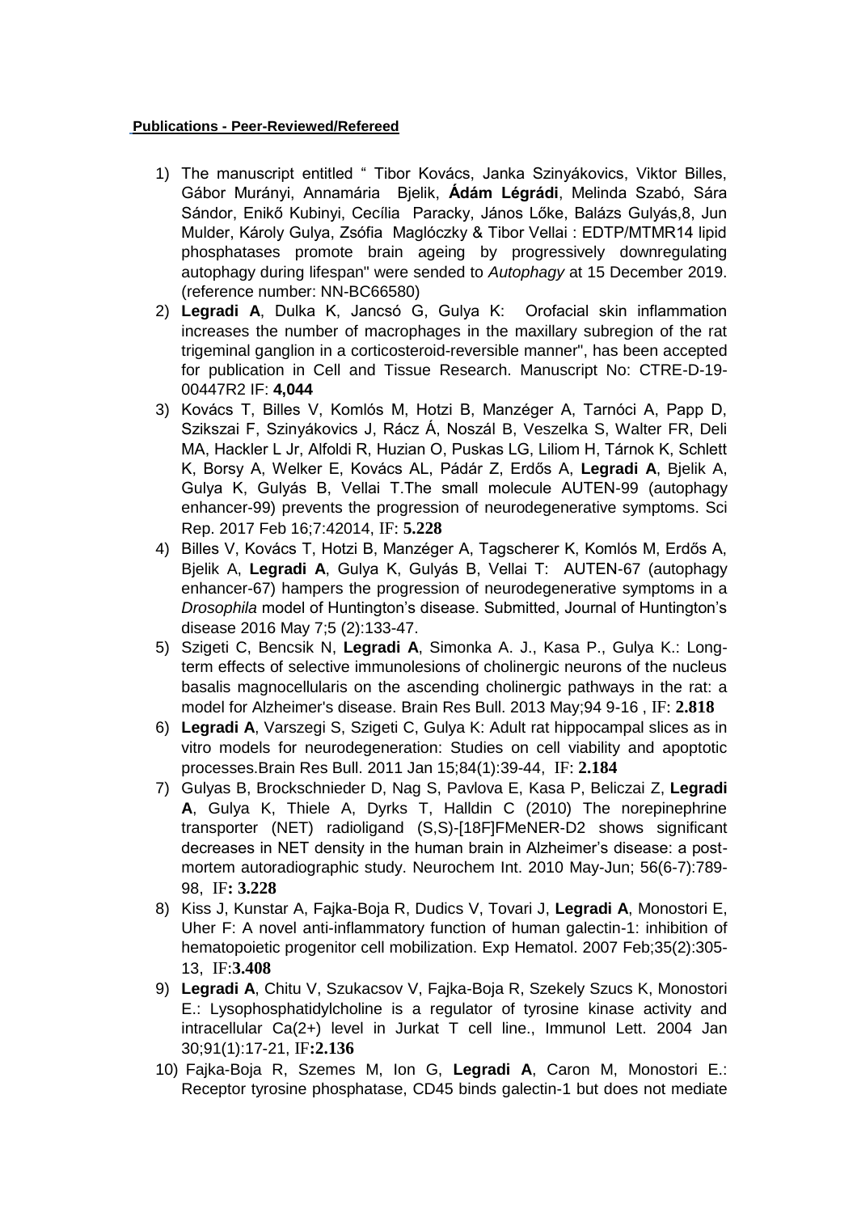**Publications - Peer-Reviewed/Refereed**

1) The manuscript entitled " Tibor Kovács, Janka Szinyákovics, Viktor Billes, Gábor Murányi, Annamária Bjelik, **Ádám Légrádi**, Melinda Szabó, Sára Sándor, Enikő Kubinyi, Cecília Paracky, János Lőke, Balázs Gulyás,8, Jun Mulder, Károly Gulya, Zsófia Maglóczky & Tibor Vellai : EDTP/MTMR14 lipid phosphatases promote brain ageing by progressively downregulating autophagy during lifespan" were sended to *Autophagy* at 15 December 2019. (reference number: NN-BC66580)
2) **Legradi A**, Dulka K, Jancsó G, Gulya K: Orofacial skin inflammation increases the number of macrophages in the maxillary subregion of the rat trigeminal ganglion in a corticosteroid-reversible manner", has been accepted for publication in Cell and Tissue Research. Manuscript No: CTRE-D-19-00447R2 IF: **4,044**
3) Kovács T, Billes V, Komlós M, Hotzi B, Manzéger A, Tarnóci A, Papp D, Szikszai F, Szinyákovics J, Rácz Á, Noszál B, Veszelka S, Walter FR, Deli MA, Hackler L Jr, Alfoldi R, Huzian O, Puskas LG, Liliom H, Tárnok K, Schlett K, Borsy A, Welker E, Kovács AL, Pádár Z, Erdős A, **Legradi A**, Bjelik A, Gulya K, Gulyás B, Vellai T.The small molecule AUTEN-99 (autophagy enhancer-99) prevents the progression of neurodegenerative symptoms. Sci Rep. 2017 Feb 16;7:42014, IF: **5.228**
4) Billes V, Kovács T, Hotzi B, Manzéger A, Tagscherer K, Komlós M, Erdős A, Bjelik A, **Legradi A**, Gulya K, Gulyás B, Vellai T: AUTEN-67 (autophagy enhancer-67) hampers the progression of neurodegenerative symptoms in a *Drosophila* model of Huntington's disease. Submitted, Journal of Huntington's disease 2016 May 7;5 (2):133-47.
5) Szigeti C, Bencsik N, **Legradi A**, Simonka A. J., Kasa P., Gulya K.: Long-term effects of selective immunolesions of cholinergic neurons of the nucleus basalis magnocellularis on the ascending cholinergic pathways in the rat: a model for Alzheimer's disease. Brain Res Bull. 2013 May;94 9-16 , IF: **2.818**
6) **Legradi A**, Varszegi S, Szigeti C, Gulya K: Adult rat hippocampal slices as in vitro models for neurodegeneration: Studies on cell viability and apoptotic processes.Brain Res Bull. 2011 Jan 15;84(1):39-44, IF: **2.184**
7) Gulyas B, Brockschnieder D, Nag S, Pavlova E, Kasa P, Beliczai Z, **Legradi A**, Gulya K, Thiele A, Dyrks T, Halldin C (2010) The norepinephrine transporter (NET) radioligand (S,S)-[18F]FMeNER-D2 shows significant decreases in NET density in the human brain in Alzheimer's disease: a post-mortem autoradiographic study. Neurochem Int. 2010 May-Jun; 56(6-7):789-98, IF**: 3.228**
8) Kiss J, Kunstar A, Fajka-Boja R, Dudics V, Tovari J, **Legradi A**, Monostori E, Uher F: A novel anti-inflammatory function of human galectin-1: inhibition of hematopoietic progenitor cell mobilization. Exp Hematol. 2007 Feb;35(2):305-13, IF:**3.408**
9) **Legradi A**, Chitu V, Szukacsov V, Fajka-Boja R, Szekely Szucs K, Monostori E.: Lysophosphatidylcholine is a regulator of tyrosine kinase activity and intracellular Ca(2+) level in Jurkat T cell line., Immunol Lett. 2004 Jan 30;91(1):17-21, IF**:2.136**
10) Fajka-Boja R, Szemes M, Ion G, **Legradi A**, Caron M, Monostori E.: Receptor tyrosine phosphatase, CD45 binds galectin-1 but does not mediate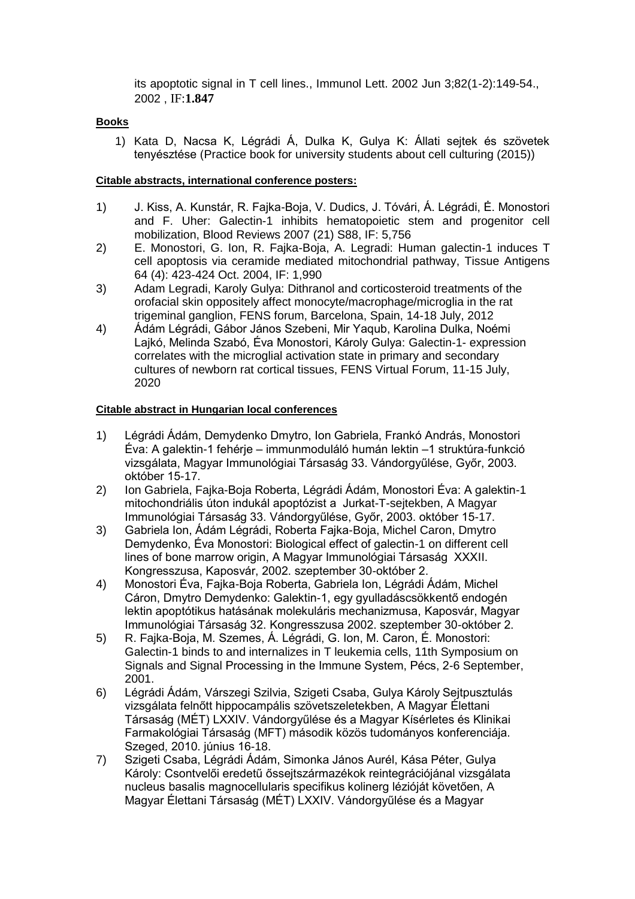its apoptotic signal in T cell lines., Immunol Lett. 2002 Jun 3;82(1-2):149-54., 2002 , IF:**1.847**

**Books**

1) Kata D, Nacsa K, Légrádi Á, Dulka K, Gulya K: Állati sejtek és szövetek tenyésztése (Practice book for university students about cell culturing (2015))

**Citable abstracts, international conference posters:**

1) J. Kiss, A. Kunstár, R. Fajka-Boja, V. Dudics, J. Tóvári, Á. Légrádi, Ė. Monostori and F. Uher: Galectin-1 inhibits hematopoietic stem and progenitor cell mobilization, Blood Reviews 2007 (21) S88, IF: 5,756
2) E. Monostori, G. Ion, R. Fajka-Boja, A. Legradi: Human galectin-1 induces T cell apoptosis via ceramide mediated mitochondrial pathway, Tissue Antigens 64 (4): 423-424 Oct. 2004, IF: 1,990
3) Adam Legradi, Karoly Gulya: Dithranol and corticosteroid treatments of the orofacial skin oppositely affect monocyte/macrophage/microglia in the rat trigeminal ganglion, FENS forum, Barcelona, Spain, 14-18 July, 2012
4) Ádám Légrádi, Gábor János Szebeni, Mir Yaqub, Karolina Dulka, Noémi Lajkó, Melinda Szabó, Éva Monostori, Károly Gulya: Galectin-1- expression correlates with the microglial activation state in primary and secondary cultures of newborn rat cortical tissues, FENS Virtual Forum, 11-15 July, 2020

**Citable abstract in Hungarian local conferences**

1) Légrádi Ádám, Demydenko Dmytro, Ion Gabriela, Frankó András, Monostori Éva: A galektin-1 fehérje – immunmoduláló humán lektin –1 struktúra-funkció vizsgálata, Magyar Immunológiai Társaság 33. Vándorgyűlése, Győr, 2003. október 15-17.
2) Ion Gabriela, Fajka-Boja Roberta, Légrádi Ádám, Monostori Éva: A galektin-1 mitochondriális úton indukál apoptózist a Jurkat-T-sejtekben, A Magyar Immunológiai Társaság 33. Vándorgyűlése, Győr, 2003. október 15-17.
3) Gabriela Ion, Ádám Légrádi, Roberta Fajka-Boja, Michel Caron, Dmytro Demydenko, Éva Monostori: Biological effect of galectin-1 on different cell lines of bone marrow origin, A Magyar Immunológiai Társaság XXXII. Kongresszusa, Kaposvár, 2002. szeptember 30-október 2.
4) Monostori Éva, Fajka-Boja Roberta, Gabriela Ion, Légrádi Ádám, Michel Cáron, Dmytro Demydenko: Galektin-1, egy gyulladáscsökkentő endogén lektin apoptótikus hatásának molekuláris mechanizmusa, Kaposvár, Magyar Immunológiai Társaság 32. Kongresszusa 2002. szeptember 30-október 2.
5) R. Fajka-Boja, M. Szemes, Á. Légrádi, G. Ion, M. Caron, É. Monostori: Galectin-1 binds to and internalizes in T leukemia cells, 11th Symposium on Signals and Signal Processing in the Immune System, Pécs, 2-6 September, 2001.
6) Légrádi Ádám, Várszegi Szilvia, Szigeti Csaba, Gulya Károly Sejtpusztulás vizsgálata felnőtt hippocampális szövetszeletekben, A Magyar Élettani Társaság (MÉT) LXXIV. Vándorgyűlése és a Magyar Kísérletes és Klinikai Farmakológiai Társaság (MFT) második közös tudományos konferenciája. Szeged, 2010. június 16-18.
7) Szigeti Csaba, Légrádi Ádám, Simonka János Aurél, Kása Péter, Gulya Károly: Csontvelői eredetű őssejtszármazékok reintegrációjánal vizsgálata nucleus basalis magnocellularis specifikus kolinerg lézióját követően, A Magyar Élettani Társaság (MÉT) LXXIV. Vándorgyűlése és a Magyar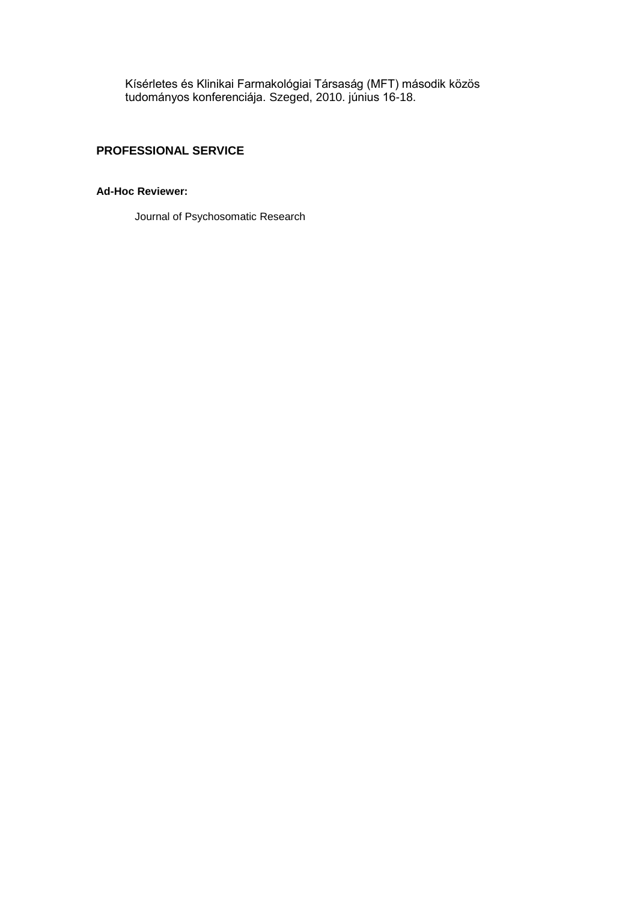Kísérletes és Klinikai Farmakológiai Társaság (MFT) második közös tudományos konferenciája. Szeged, 2010. június 16-18.

## PROFESSIONAL SERVICE

**Ad-Hoc Reviewer:**

Journal of Psychosomatic Research